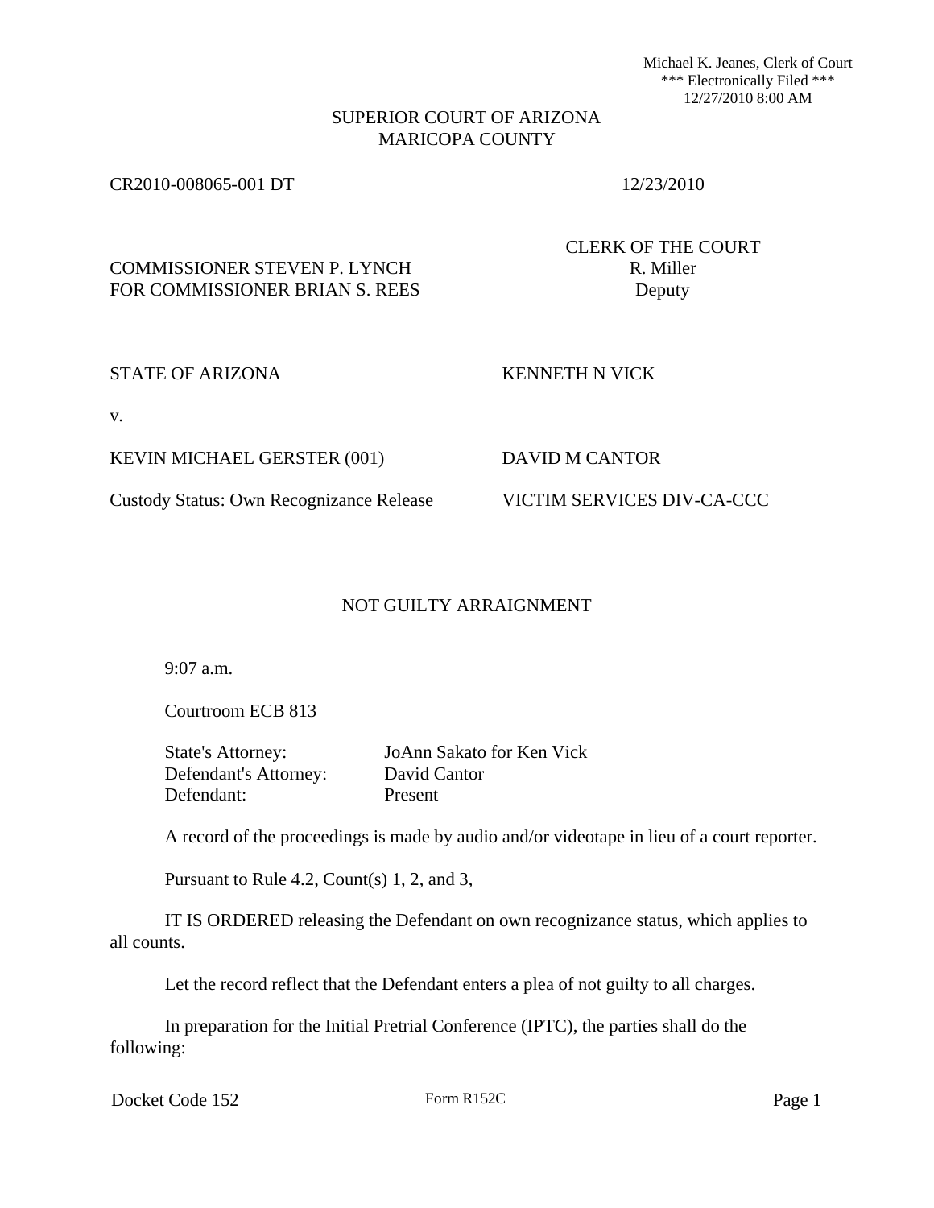Michael K. Jeanes, Clerk of Court
*** Electronically Filed ***
12/27/2010 8:00 AM

SUPERIOR COURT OF ARIZONA
MARICOPA COUNTY

CR2010-008065-001 DT 12/23/2010

COMMISSIONER STEVEN P. LYNCH
FOR COMMISSIONER BRIAN S. REES

CLERK OF THE COURT
R. Miller
Deputy

STATE OF ARIZONA KENNETH N VICK

v.

KEVIN MICHAEL GERSTER (001) DAVID M CANTOR

Custody Status: Own Recognizance Release VICTIM SERVICES DIV-CA-CCC

## NOT GUILTY ARRAIGNMENT

9:07 a.m.

Courtroom ECB 813

State's Attorney: JoAnn Sakato for Ken Vick
Defendant's Attorney: David Cantor
Defendant: Present

A record of the proceedings is made by audio and/or videotape in lieu of a court reporter.

Pursuant to Rule 4.2, Count(s) 1, 2, and 3,

IT IS ORDERED releasing the Defendant on own recognizance status, which applies to all counts.

Let the record reflect that the Defendant enters a plea of not guilty to all charges.

In preparation for the Initial Pretrial Conference (IPTC), the parties shall do the following:

Docket Code 152 Form R152C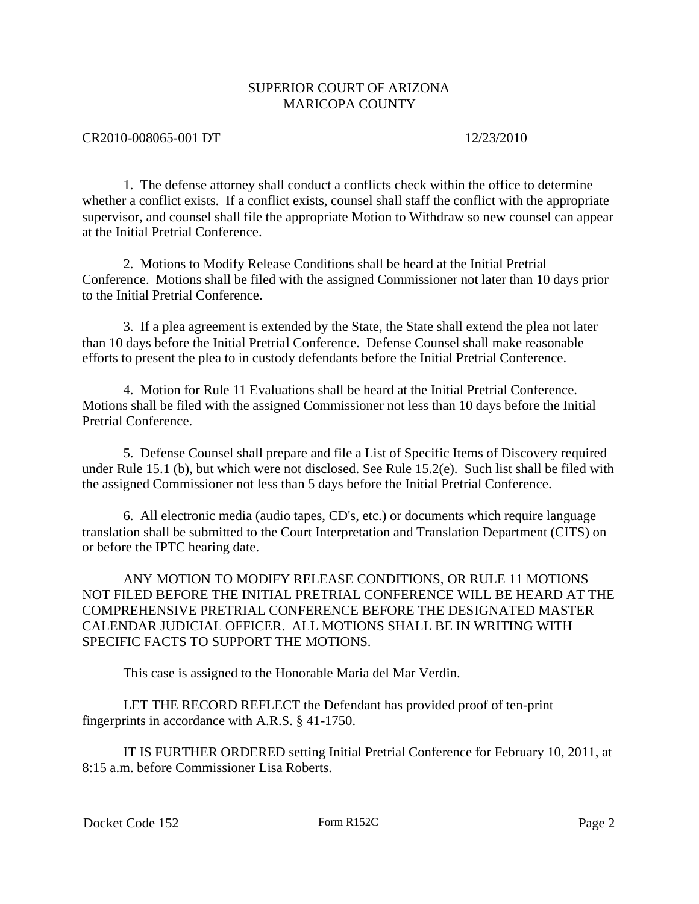SUPERIOR COURT OF ARIZONA
MARICOPA COUNTY

CR2010-008065-001 DT 12/23/2010

1. The defense attorney shall conduct a conflicts check within the office to determine whether a conflict exists. If a conflict exists, counsel shall staff the conflict with the appropriate supervisor, and counsel shall file the appropriate Motion to Withdraw so new counsel can appear at the Initial Pretrial Conference.

2. Motions to Modify Release Conditions shall be heard at the Initial Pretrial Conference. Motions shall be filed with the assigned Commissioner not later than 10 days prior to the Initial Pretrial Conference.

3. If a plea agreement is extended by the State, the State shall extend the plea not later than 10 days before the Initial Pretrial Conference. Defense Counsel shall make reasonable efforts to present the plea to in custody defendants before the Initial Pretrial Conference.

4. Motion for Rule 11 Evaluations shall be heard at the Initial Pretrial Conference. Motions shall be filed with the assigned Commissioner not less than 10 days before the Initial Pretrial Conference.

5. Defense Counsel shall prepare and file a List of Specific Items of Discovery required under Rule 15.1 (b), but which were not disclosed. See Rule 15.2(e). Such list shall be filed with the assigned Commissioner not less than 5 days before the Initial Pretrial Conference.

6. All electronic media (audio tapes, CD's, etc.) or documents which require language translation shall be submitted to the Court Interpretation and Translation Department (CITS) on or before the IPTC hearing date.

ANY MOTION TO MODIFY RELEASE CONDITIONS, OR RULE 11 MOTIONS NOT FILED BEFORE THE INITIAL PRETRIAL CONFERENCE WILL BE HEARD AT THE COMPREHENSIVE PRETRIAL CONFERENCE BEFORE THE DESIGNATED MASTER CALENDAR JUDICIAL OFFICER. ALL MOTIONS SHALL BE IN WRITING WITH SPECIFIC FACTS TO SUPPORT THE MOTIONS.

This case is assigned to the Honorable Maria del Mar Verdin.

LET THE RECORD REFLECT the Defendant has provided proof of ten-print fingerprints in accordance with A.R.S. § 41-1750.

IT IS FURTHER ORDERED setting Initial Pretrial Conference for February 10, 2011, at 8:15 a.m. before Commissioner Lisa Roberts.

Docket Code 152 Form R152C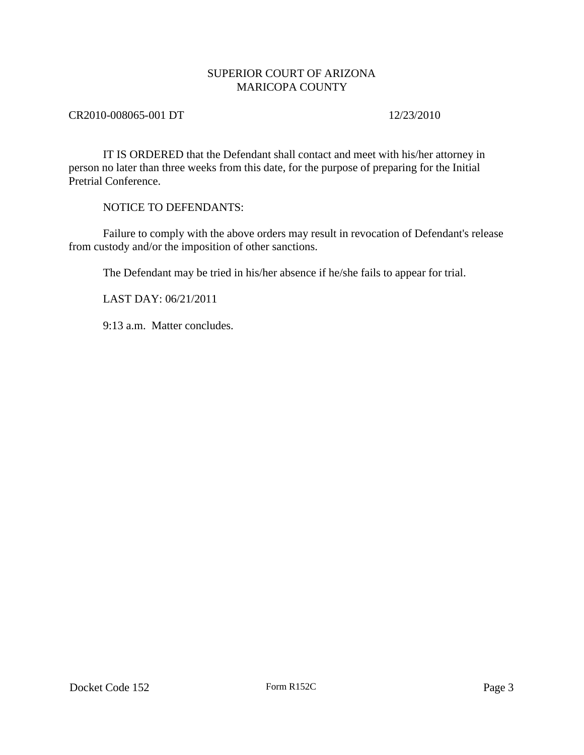IT IS ORDERED that the Defendant shall contact and meet with his/her attorney in person no later than three weeks from this date, for the purpose of preparing for the Initial Pretrial Conference.

NOTICE TO DEFENDANTS:

Failure to comply with the above orders may result in revocation of Defendant's release from custody and/or the imposition of other sanctions.

The Defendant may be tried in his/her absence if he/she fails to appear for trial.

LAST DAY: 06/21/2011

9:13 a.m. Matter concludes.